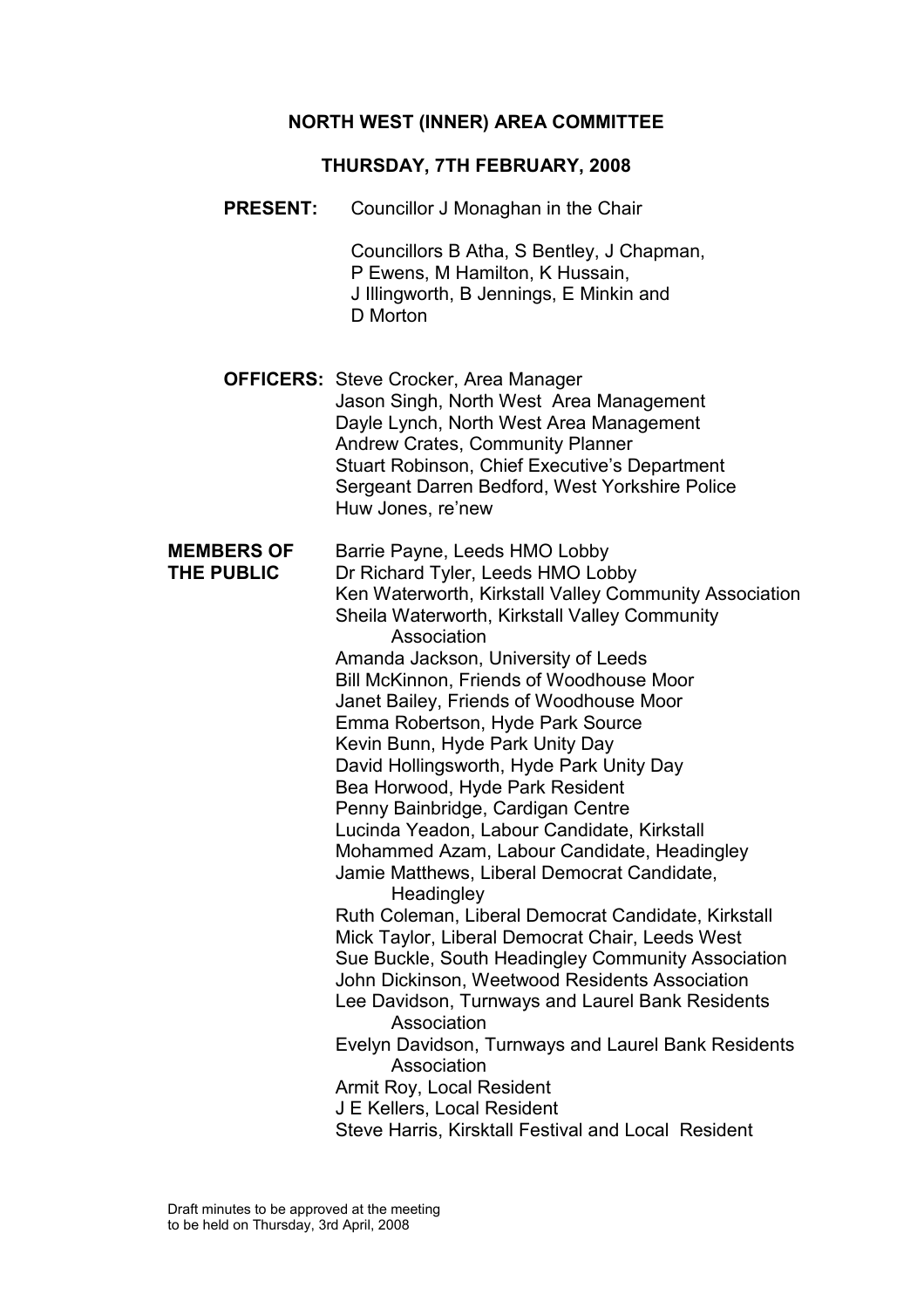# NORTH WEST (INNER) AREA COMMITTEE

## THURSDAY, 7TH FEBRUARY, 2008

**PRESENT:** Councillor J Monaghan in the Chair

Councillors B Atha, S Bentley, J Chapman, P Ewens, M Hamilton, K Hussain, J Illingworth, B Jennings, E Minkin and D Morton

**OFFICERS:** Steve Crocker, Area Manager
Jason Singh, North West Area Management
Dayle Lynch, North West Area Management
Andrew Crates, Community Planner
Stuart Robinson, Chief Executive's Department
Sergeant Darren Bedford, West Yorkshire Police
Huw Jones, re'new

**MEMBERS OF THE PUBLIC**
Barrie Payne, Leeds HMO Lobby
Dr Richard Tyler, Leeds HMO Lobby
Ken Waterworth, Kirkstall Valley Community Association
Sheila Waterworth, Kirkstall Valley Community Association
Amanda Jackson, University of Leeds
Bill McKinnon, Friends of Woodhouse Moor
Janet Bailey, Friends of Woodhouse Moor
Emma Robertson, Hyde Park Source
Kevin Bunn, Hyde Park Unity Day
David Hollingsworth, Hyde Park Unity Day
Bea Horwood, Hyde Park Resident
Penny Bainbridge, Cardigan Centre
Lucinda Yeadon, Labour Candidate, Kirkstall
Mohammed Azam, Labour Candidate, Headingley
Jamie Matthews, Liberal Democrat Candidate, Headingley
Ruth Coleman, Liberal Democrat Candidate, Kirkstall
Mick Taylor, Liberal Democrat Chair, Leeds West
Sue Buckle, South Headingley Community Association
John Dickinson, Weetwood Residents Association
Lee Davidson, Turnways and Laurel Bank Residents Association
Evelyn Davidson, Turnways and Laurel Bank Residents Association
Armit Roy, Local Resident
J E Kellers, Local Resident
Steve Harris, Kirsktall Festival and Local Resident

Draft minutes to be approved at the meeting to be held on Thursday, 3rd April, 2008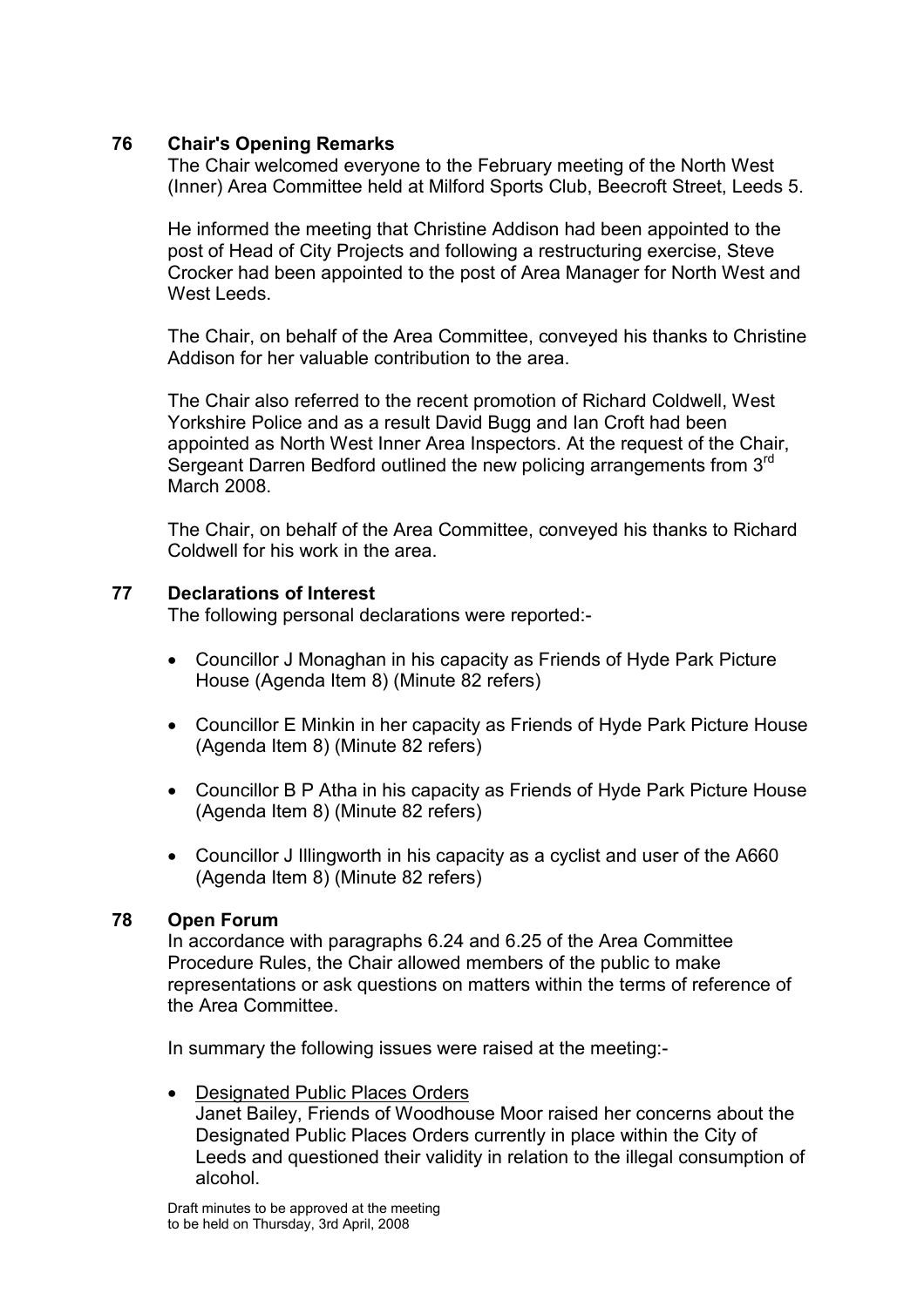## 76 Chair's Opening Remarks

The Chair welcomed everyone to the February meeting of the North West (Inner) Area Committee held at Milford Sports Club, Beecroft Street, Leeds 5.

He informed the meeting that Christine Addison had been appointed to the post of Head of City Projects and following a restructuring exercise, Steve Crocker had been appointed to the post of Area Manager for North West and West Leeds.

The Chair, on behalf of the Area Committee, conveyed his thanks to Christine Addison for her valuable contribution to the area.

The Chair also referred to the recent promotion of Richard Coldwell, West Yorkshire Police and as a result David Bugg and Ian Croft had been appointed as North West Inner Area Inspectors. At the request of the Chair, Sergeant Darren Bedford outlined the new policing arrangements from 3rd March 2008.

The Chair, on behalf of the Area Committee, conveyed his thanks to Richard Coldwell for his work in the area.

## 77 Declarations of Interest

The following personal declarations were reported:-

- Councillor J Monaghan in his capacity as Friends of Hyde Park Picture House (Agenda Item 8) (Minute 82 refers)
- Councillor E Minkin in her capacity as Friends of Hyde Park Picture House (Agenda Item 8) (Minute 82 refers)
- Councillor B P Atha in his capacity as Friends of Hyde Park Picture House (Agenda Item 8) (Minute 82 refers)
- Councillor J Illingworth in his capacity as a cyclist and user of the A660 (Agenda Item 8) (Minute 82 refers)

## 78 Open Forum

In accordance with paragraphs 6.24 and 6.25 of the Area Committee Procedure Rules, the Chair allowed members of the public to make representations or ask questions on matters within the terms of reference of the Area Committee.

In summary the following issues were raised at the meeting:-

- Designated Public Places Orders
  Janet Bailey, Friends of Woodhouse Moor raised her concerns about the Designated Public Places Orders currently in place within the City of Leeds and questioned their validity in relation to the illegal consumption of alcohol.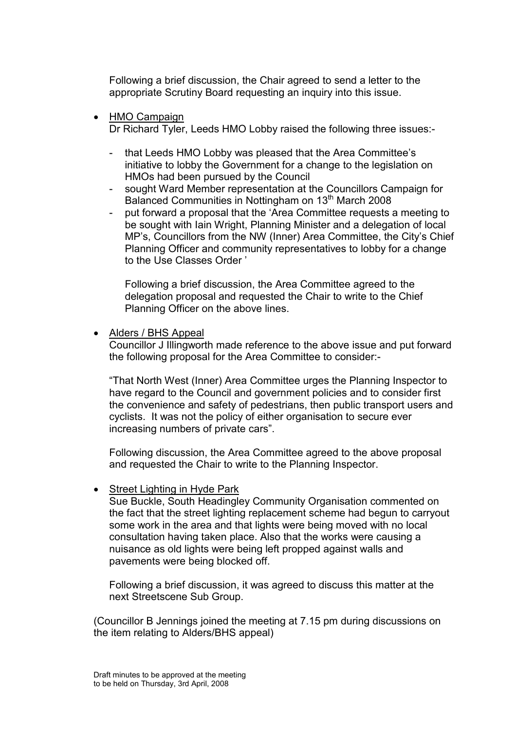Following a brief discussion, the Chair agreed to send a letter to the appropriate Scrutiny Board requesting an inquiry into this issue.

- HMO Campaign
  Dr Richard Tyler, Leeds HMO Lobby raised the following three issues:-

  - that Leeds HMO Lobby was pleased that the Area Committee's initiative to lobby the Government for a change to the legislation on HMOs had been pursued by the Council
  - sought Ward Member representation at the Councillors Campaign for Balanced Communities in Nottingham on 13th March 2008
  - put forward a proposal that the 'Area Committee requests a meeting to be sought with Iain Wright, Planning Minister and a delegation of local MP's, Councillors from the NW (Inner) Area Committee, the City's Chief Planning Officer and community representatives to lobby for a change to the Use Classes Order '

  Following a brief discussion, the Area Committee agreed to the delegation proposal and requested the Chair to write to the Chief Planning Officer on the above lines.

- Alders / BHS Appeal
  Councillor J Illingworth made reference to the above issue and put forward the following proposal for the Area Committee to consider:-

  "That North West (Inner) Area Committee urges the Planning Inspector to have regard to the Council and government policies and to consider first the convenience and safety of pedestrians, then public transport users and cyclists. It was not the policy of either organisation to secure ever increasing numbers of private cars".

  Following discussion, the Area Committee agreed to the above proposal and requested the Chair to write to the Planning Inspector.

- Street Lighting in Hyde Park
  Sue Buckle, South Headingley Community Organisation commented on the fact that the street lighting replacement scheme had begun to carryout some work in the area and that lights were being moved with no local consultation having taken place. Also that the works were causing a nuisance as old lights were being left propped against walls and pavements were being blocked off.

  Following a brief discussion, it was agreed to discuss this matter at the next Streetscene Sub Group.

(Councillor B Jennings joined the meeting at 7.15 pm during discussions on the item relating to Alders/BHS appeal)

Draft minutes to be approved at the meeting to be held on Thursday, 3rd April, 2008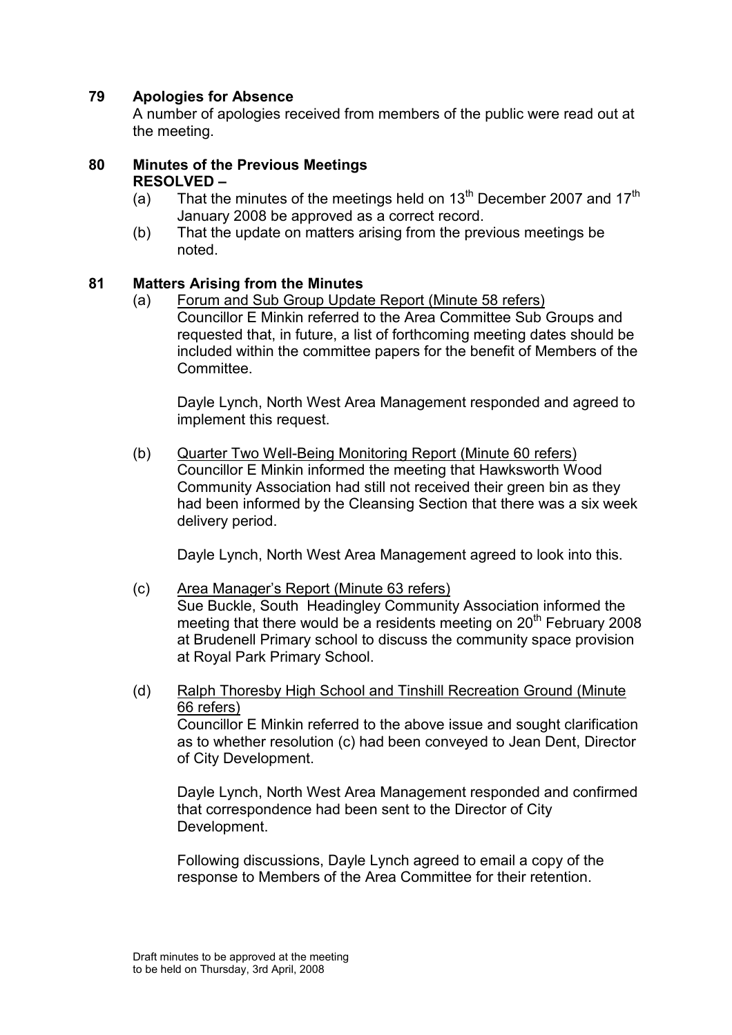**79 Apologies for Absence**

A number of apologies received from members of the public were read out at the meeting.

**80 Minutes of the Previous Meetings**

**RESOLVED –**

(a) That the minutes of the meetings held on 13th December 2007 and 17th January 2008 be approved as a correct record.

(b) That the update on matters arising from the previous meetings be noted.

**81 Matters Arising from the Minutes**

(a) Forum and Sub Group Update Report (Minute 58 refers)

Councillor E Minkin referred to the Area Committee Sub Groups and requested that, in future, a list of forthcoming meeting dates should be included within the committee papers for the benefit of Members of the Committee.

Dayle Lynch, North West Area Management responded and agreed to implement this request.

(b) Quarter Two Well-Being Monitoring Report (Minute 60 refers)

Councillor E Minkin informed the meeting that Hawksworth Wood Community Association had still not received their green bin as they had been informed by the Cleansing Section that there was a six week delivery period.

Dayle Lynch, North West Area Management agreed to look into this.

(c) Area Manager's Report (Minute 63 refers)

Sue Buckle, South Headingley Community Association informed the meeting that there would be a residents meeting on 20th February 2008 at Brudenell Primary school to discuss the community space provision at Royal Park Primary School.

(d) Ralph Thoresby High School and Tinshill Recreation Ground (Minute 66 refers)

Councillor E Minkin referred to the above issue and sought clarification as to whether resolution (c) had been conveyed to Jean Dent, Director of City Development.

Dayle Lynch, North West Area Management responded and confirmed that correspondence had been sent to the Director of City Development.

Following discussions, Dayle Lynch agreed to email a copy of the response to Members of the Area Committee for their retention.

Draft minutes to be approved at the meeting to be held on Thursday, 3rd April, 2008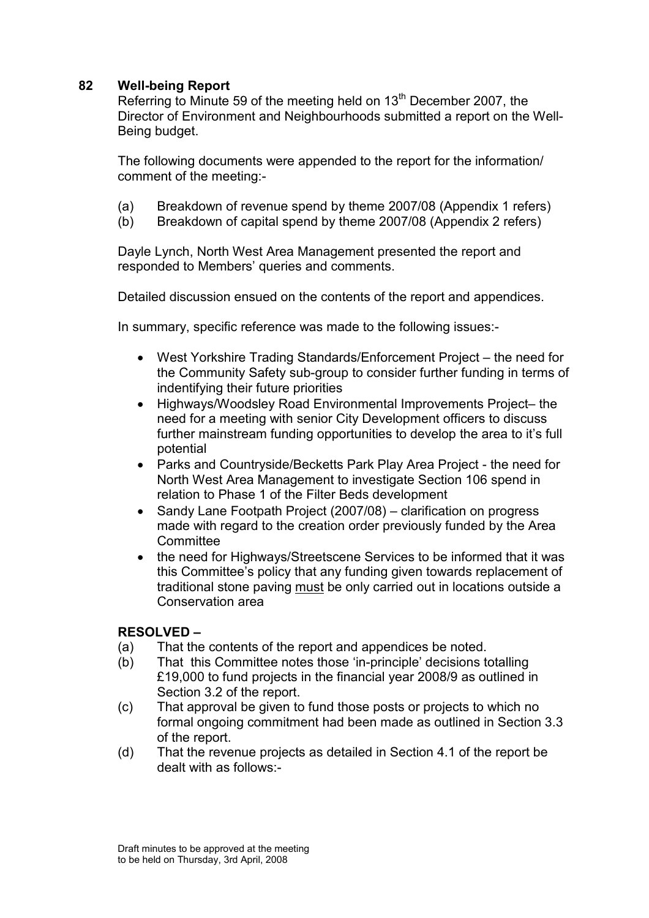## 82 Well-being Report

Referring to Minute 59 of the meeting held on 13th December 2007, the Director of Environment and Neighbourhoods submitted a report on the Well-Being budget.

The following documents were appended to the report for the information/ comment of the meeting:-

(a) Breakdown of revenue spend by theme 2007/08 (Appendix 1 refers)
(b) Breakdown of capital spend by theme 2007/08 (Appendix 2 refers)

Dayle Lynch, North West Area Management presented the report and responded to Members' queries and comments.

Detailed discussion ensued on the contents of the report and appendices.

In summary, specific reference was made to the following issues:-

- West Yorkshire Trading Standards/Enforcement Project – the need for the Community Safety sub-group to consider further funding in terms of indentifying their future priorities
- Highways/Woodsley Road Environmental Improvements Project– the need for a meeting with senior City Development officers to discuss further mainstream funding opportunities to develop the area to it's full potential
- Parks and Countryside/Becketts Park Play Area Project - the need for North West Area Management to investigate Section 106 spend in relation to Phase 1 of the Filter Beds development
- Sandy Lane Footpath Project (2007/08) – clarification on progress made with regard to the creation order previously funded by the Area Committee
- the need for Highways/Streetscene Services to be informed that it was this Committee's policy that any funding given towards replacement of traditional stone paving <u>must</u> be only carried out in locations outside a Conservation area

**RESOLVED –**

(a) That the contents of the report and appendices be noted.
(b) That this Committee notes those 'in-principle' decisions totalling £19,000 to fund projects in the financial year 2008/9 as outlined in Section 3.2 of the report.
(c) That approval be given to fund those posts or projects to which no formal ongoing commitment had been made as outlined in Section 3.3 of the report.
(d) That the revenue projects as detailed in Section 4.1 of the report be dealt with as follows:-

Draft minutes to be approved at the meeting
to be held on Thursday, 3rd April, 2008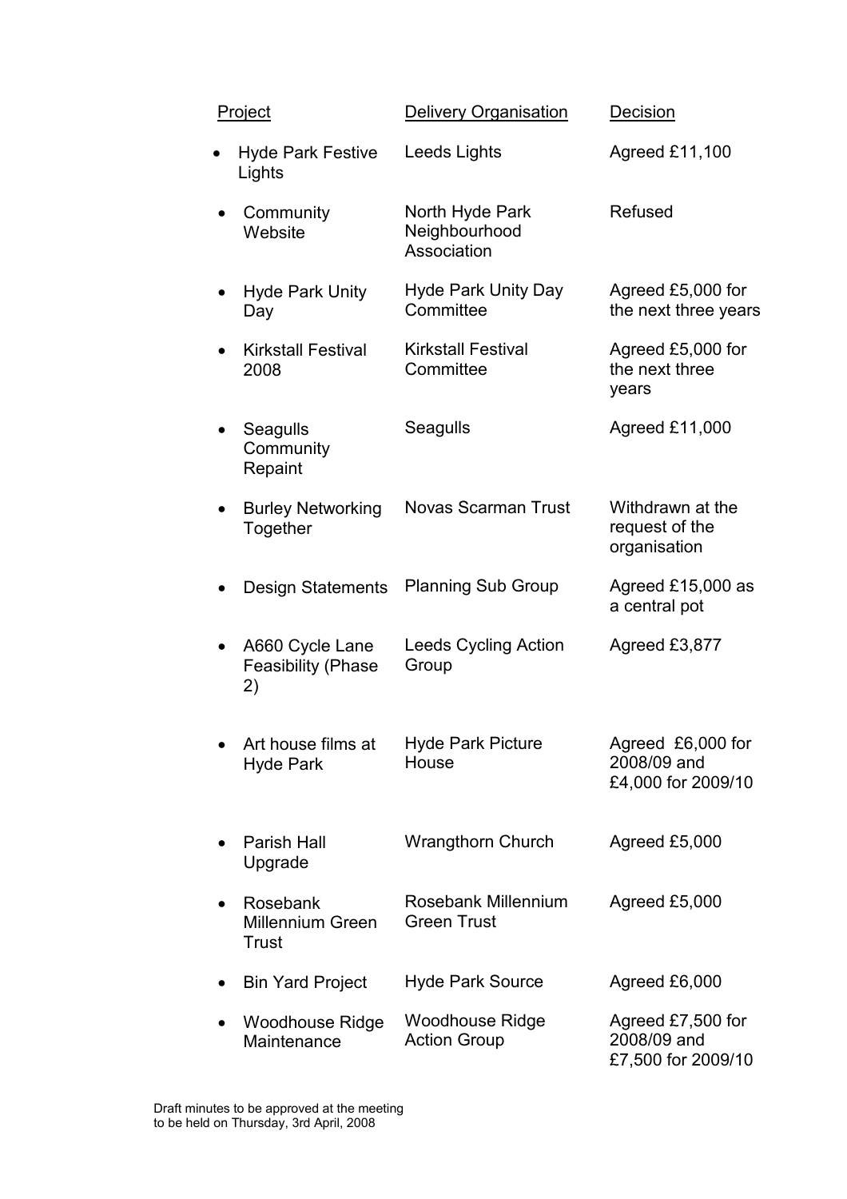| Project | Delivery Organisation | Decision |
|---|---|---|
| • Hyde Park Festive Lights | Leeds Lights | Agreed £11,100 |
| • Community Website | North Hyde Park Neighbourhood Association | Refused |
| • Hyde Park Unity Day | Hyde Park Unity Day Committee | Agreed £5,000 for the next three years |
| • Kirkstall Festival 2008 | Kirkstall Festival Committee | Agreed £5,000 for the next three years |
| • Seagulls Community Repaint | Seagulls | Agreed £11,000 |
| • Burley Networking Together | Novas Scarman Trust | Withdrawn at the request of the organisation |
| • Design Statements | Planning Sub Group | Agreed £15,000 as a central pot |
| • A660 Cycle Lane Feasibility (Phase 2) | Leeds Cycling Action Group | Agreed £3,877 |
| • Art house films at Hyde Park | Hyde Park Picture House | Agreed £6,000 for 2008/09 and £4,000 for 2009/10 |
| • Parish Hall Upgrade | Wrangthorn Church | Agreed £5,000 |
| • Rosebank Millennium Green Trust | Rosebank Millennium Green Trust | Agreed £5,000 |
| • Bin Yard Project | Hyde Park Source | Agreed £6,000 |
| • Woodhouse Ridge Maintenance | Woodhouse Ridge Action Group | Agreed £7,500 for 2008/09 and £7,500 for 2009/10 |

Draft minutes to be approved at the meeting to be held on Thursday, 3rd April, 2008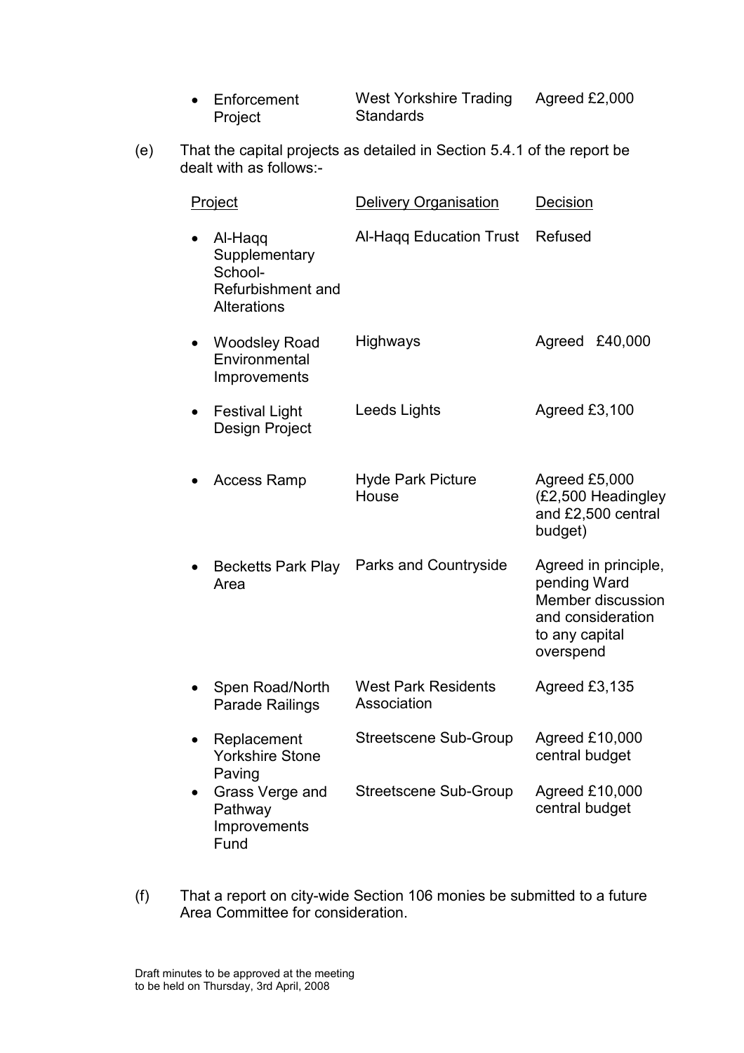| | | |
|---|---|---|
| • Enforcement Project | West Yorkshire Trading Standards | Agreed £2,000 |

(e) That the capital projects as detailed in Section 5.4.1 of the report be dealt with as follows:-

| Project | Delivery Organisation | Decision |
|---|---|---|
| • Al-Haqq Supplementary School- Refurbishment and Alterations | Al-Haqq Education Trust | Refused |
| • Woodsley Road Environmental Improvements | Highways | Agreed £40,000 |
| • Festival Light Design Project | Leeds Lights | Agreed £3,100 |
| • Access Ramp | Hyde Park Picture House | Agreed £5,000 (£2,500 Headingley and £2,500 central budget) |
| • Becketts Park Play Area | Parks and Countryside | Agreed in principle, pending Ward Member discussion and consideration to any capital overspend |
| • Spen Road/North Parade Railings | West Park Residents Association | Agreed £3,135 |
| • Replacement Yorkshire Stone Paving | Streetscene Sub-Group | Agreed £10,000 central budget |
| • Grass Verge and Pathway Improvements Fund | Streetscene Sub-Group | Agreed £10,000 central budget |

(f) That a report on city-wide Section 106 monies be submitted to a future Area Committee for consideration.

Draft minutes to be approved at the meeting to be held on Thursday, 3rd April, 2008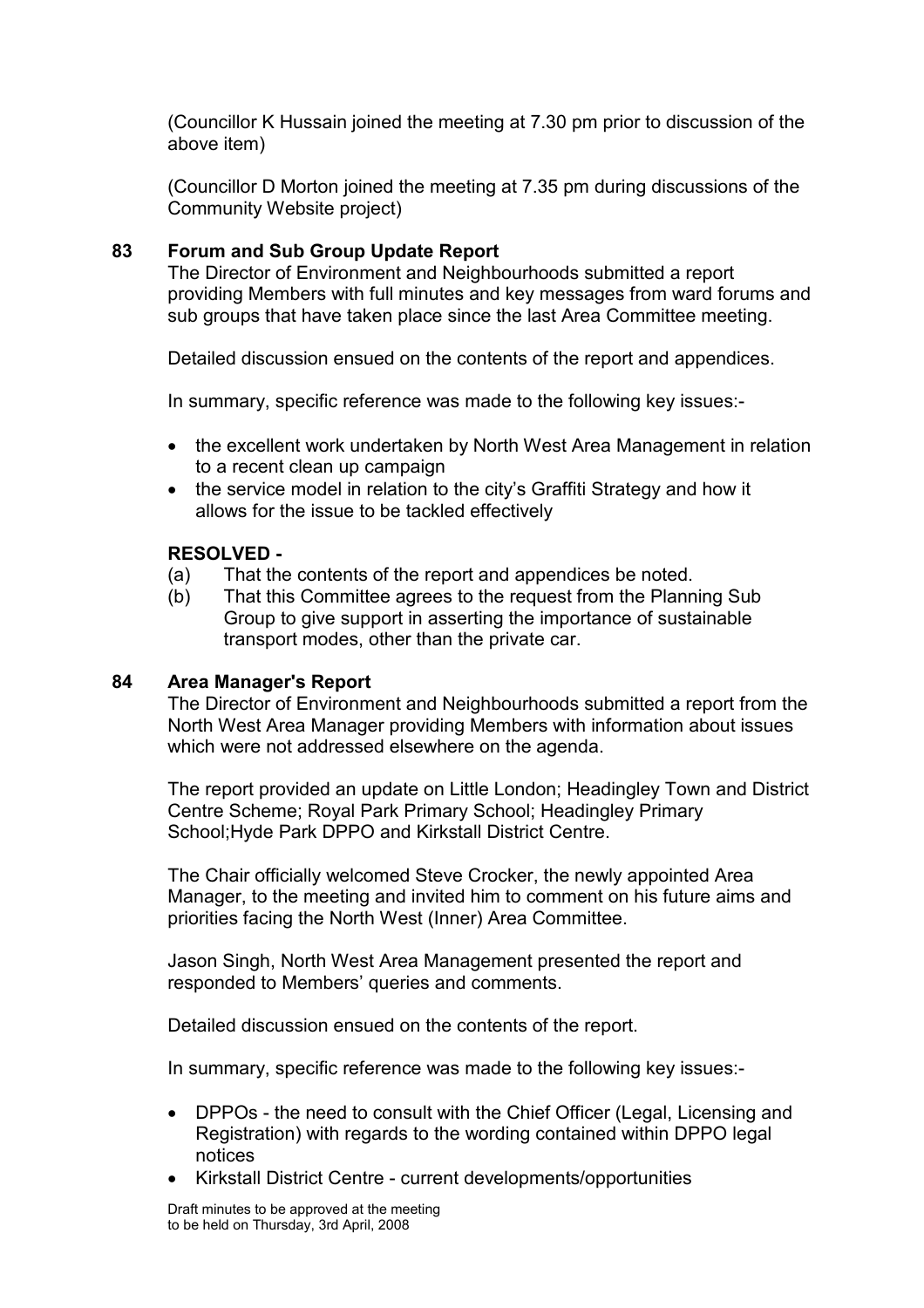(Councillor K Hussain joined the meeting at 7.30 pm prior to discussion of the above item)

(Councillor D Morton joined the meeting at 7.35 pm during discussions of the Community Website project)

**83 Forum and Sub Group Update Report**

The Director of Environment and Neighbourhoods submitted a report providing Members with full minutes and key messages from ward forums and sub groups that have taken place since the last Area Committee meeting.

Detailed discussion ensued on the contents of the report and appendices.

In summary, specific reference was made to the following key issues:-

- the excellent work undertaken by North West Area Management in relation to a recent clean up campaign
- the service model in relation to the city's Graffiti Strategy and how it allows for the issue to be tackled effectively

**RESOLVED -**

(a) That the contents of the report and appendices be noted.

(b) That this Committee agrees to the request from the Planning Sub Group to give support in asserting the importance of sustainable transport modes, other than the private car.

**84 Area Manager's Report**

The Director of Environment and Neighbourhoods submitted a report from the North West Area Manager providing Members with information about issues which were not addressed elsewhere on the agenda.

The report provided an update on Little London; Headingley Town and District Centre Scheme; Royal Park Primary School; Headingley Primary School;Hyde Park DPPO and Kirkstall District Centre.

The Chair officially welcomed Steve Crocker, the newly appointed Area Manager, to the meeting and invited him to comment on his future aims and priorities facing the North West (Inner) Area Committee.

Jason Singh, North West Area Management presented the report and responded to Members' queries and comments.

Detailed discussion ensued on the contents of the report.

In summary, specific reference was made to the following key issues:-

- DPPOs - the need to consult with the Chief Officer (Legal, Licensing and Registration) with regards to the wording contained within DPPO legal notices
- Kirkstall District Centre - current developments/opportunities

Draft minutes to be approved at the meeting to be held on Thursday, 3rd April, 2008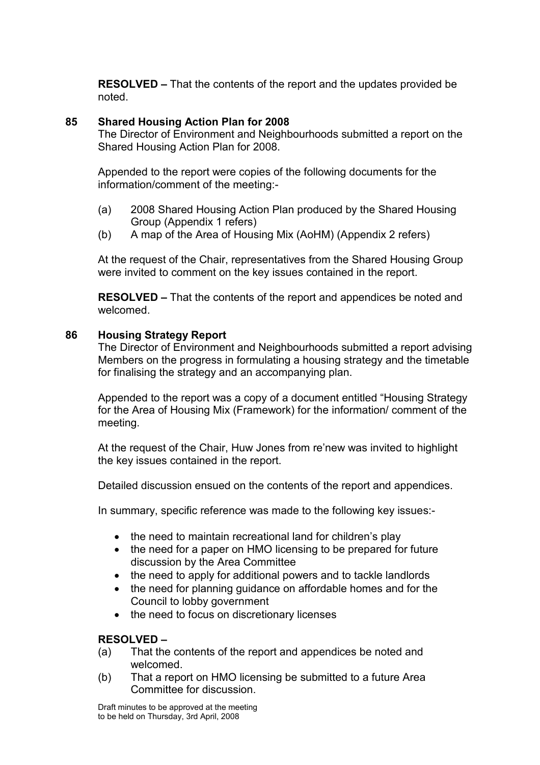**RESOLVED –** That the contents of the report and the updates provided be noted.

## 85 Shared Housing Action Plan for 2008

The Director of Environment and Neighbourhoods submitted a report on the Shared Housing Action Plan for 2008.

Appended to the report were copies of the following documents for the information/comment of the meeting:-

(a) 2008 Shared Housing Action Plan produced by the Shared Housing Group (Appendix 1 refers)
(b) A map of the Area of Housing Mix (AoHM) (Appendix 2 refers)

At the request of the Chair, representatives from the Shared Housing Group were invited to comment on the key issues contained in the report.

**RESOLVED –** That the contents of the report and appendices be noted and welcomed.

## 86 Housing Strategy Report

The Director of Environment and Neighbourhoods submitted a report advising Members on the progress in formulating a housing strategy and the timetable for finalising the strategy and an accompanying plan.

Appended to the report was a copy of a document entitled "Housing Strategy for the Area of Housing Mix (Framework) for the information/ comment of the meeting.

At the request of the Chair, Huw Jones from re'new was invited to highlight the key issues contained in the report.

Detailed discussion ensued on the contents of the report and appendices.

In summary, specific reference was made to the following key issues:-

- the need to maintain recreational land for children's play
- the need for a paper on HMO licensing to be prepared for future discussion by the Area Committee
- the need to apply for additional powers and to tackle landlords
- the need for planning guidance on affordable homes and for the Council to lobby government
- the need to focus on discretionary licenses

**RESOLVED –**

(a) That the contents of the report and appendices be noted and welcomed.
(b) That a report on HMO licensing be submitted to a future Area Committee for discussion.

Draft minutes to be approved at the meeting to be held on Thursday, 3rd April, 2008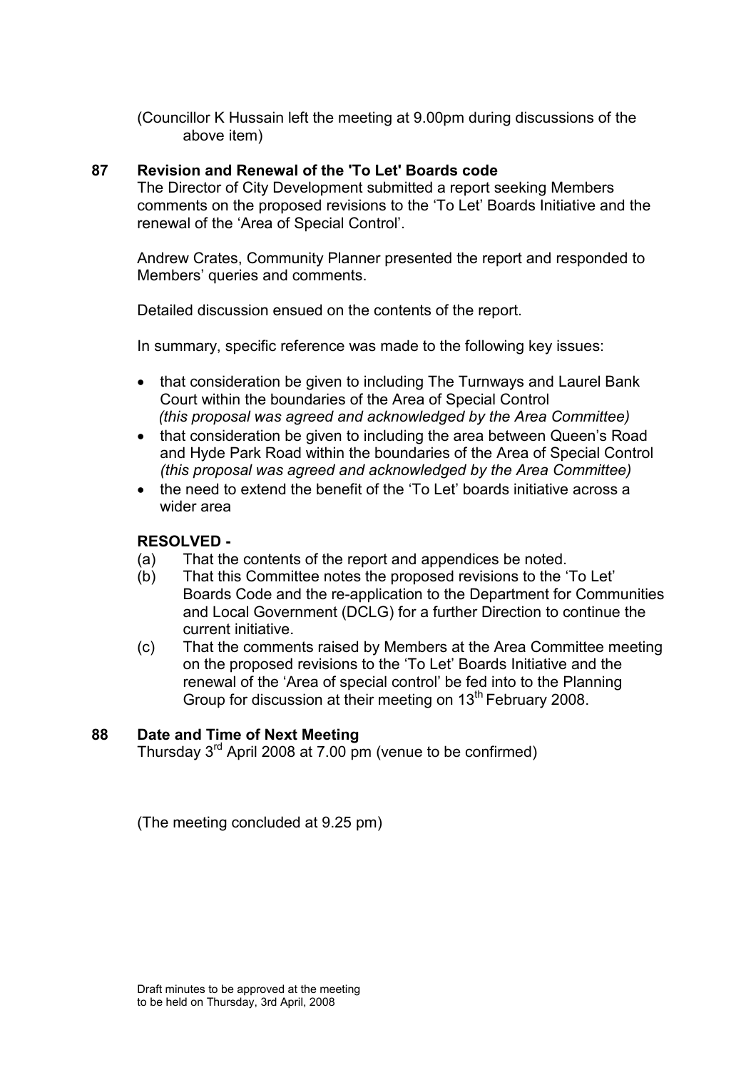(Councillor K Hussain left the meeting at 9.00pm during discussions of the above item)

## 87 Revision and Renewal of the 'To Let' Boards code

The Director of City Development submitted a report seeking Members comments on the proposed revisions to the 'To Let' Boards Initiative and the renewal of the 'Area of Special Control'.

Andrew Crates, Community Planner presented the report and responded to Members' queries and comments.

Detailed discussion ensued on the contents of the report.

In summary, specific reference was made to the following key issues:

- that consideration be given to including The Turnways and Laurel Bank Court within the boundaries of the Area of Special Control *(this proposal was agreed and acknowledged by the Area Committee)*
- that consideration be given to including the area between Queen's Road and Hyde Park Road within the boundaries of the Area of Special Control *(this proposal was agreed and acknowledged by the Area Committee)*
- the need to extend the benefit of the 'To Let' boards initiative across a wider area

**RESOLVED -**

(a) That the contents of the report and appendices be noted.

(b) That this Committee notes the proposed revisions to the 'To Let' Boards Code and the re-application to the Department for Communities and Local Government (DCLG) for a further Direction to continue the current initiative.

(c) That the comments raised by Members at the Area Committee meeting on the proposed revisions to the 'To Let' Boards Initiative and the renewal of the 'Area of special control' be fed into to the Planning Group for discussion at their meeting on 13th February 2008.

## 88 Date and Time of Next Meeting

Thursday 3rd April 2008 at 7.00 pm (venue to be confirmed)

(The meeting concluded at 9.25 pm)

Draft minutes to be approved at the meeting to be held on Thursday, 3rd April, 2008